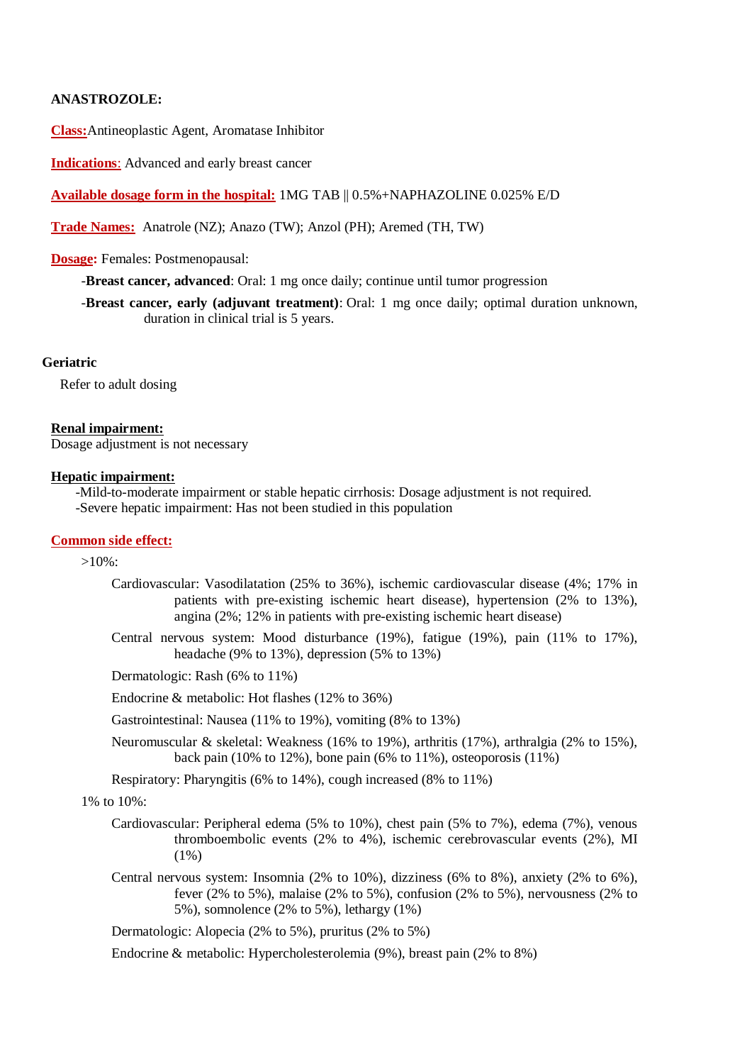**ANASTROZOLE:**

**Class:** Antineoplastic Agent, Aromatase Inhibitor

**Indications**: Advanced and early breast cancer

**Available dosage form in the hospital:** 1MG TAB || 0.5%+NAPHAZOLINE 0.025% E/D

**Trade Names:** Anatrole (NZ); Anazo (TW); Anzol (PH); Aremed (TH, TW)

**Dosage:** Females: Postmenopausal:

- **Breast cancer, advanced**: Oral: 1 mg once daily; continue until tumor progression
- **Breast cancer, early (adjuvant treatment)**: Oral: 1 mg once daily; optimal duration unknown, duration in clinical trial is 5 years.

**Geriatric**

Refer to adult dosing

**Renal impairment:**

Dosage adjustment is not necessary

**Hepatic impairment:**

- Mild-to-moderate impairment or stable hepatic cirrhosis: Dosage adjustment is not required.
- Severe hepatic impairment: Has not been studied in this population

**Common side effect:**

>10%:

- Cardiovascular: Vasodilatation (25% to 36%), ischemic cardiovascular disease (4%; 17% in patients with pre-existing ischemic heart disease), hypertension (2% to 13%), angina (2%; 12% in patients with pre-existing ischemic heart disease)
- Central nervous system: Mood disturbance (19%), fatigue (19%), pain (11% to 17%), headache (9% to 13%), depression (5% to 13%)
- Dermatologic: Rash (6% to 11%)
- Endocrine & metabolic: Hot flashes (12% to 36%)
- Gastrointestinal: Nausea (11% to 19%), vomiting (8% to 13%)
- Neuromuscular & skeletal: Weakness (16% to 19%), arthritis (17%), arthralgia (2% to 15%), back pain (10% to 12%), bone pain (6% to 11%), osteoporosis (11%)
- Respiratory: Pharyngitis (6% to 14%), cough increased (8% to 11%)

1% to 10%:

- Cardiovascular: Peripheral edema (5% to 10%), chest pain (5% to 7%), edema (7%), venous thromboembolic events (2% to 4%), ischemic cerebrovascular events (2%), MI (1%)
- Central nervous system: Insomnia (2% to 10%), dizziness (6% to 8%), anxiety (2% to 6%), fever (2% to 5%), malaise (2% to 5%), confusion (2% to 5%), nervousness (2% to 5%), somnolence (2% to 5%), lethargy (1%)
- Dermatologic: Alopecia (2% to 5%), pruritus (2% to 5%)
- Endocrine & metabolic: Hypercholesterolemia (9%), breast pain (2% to 8%)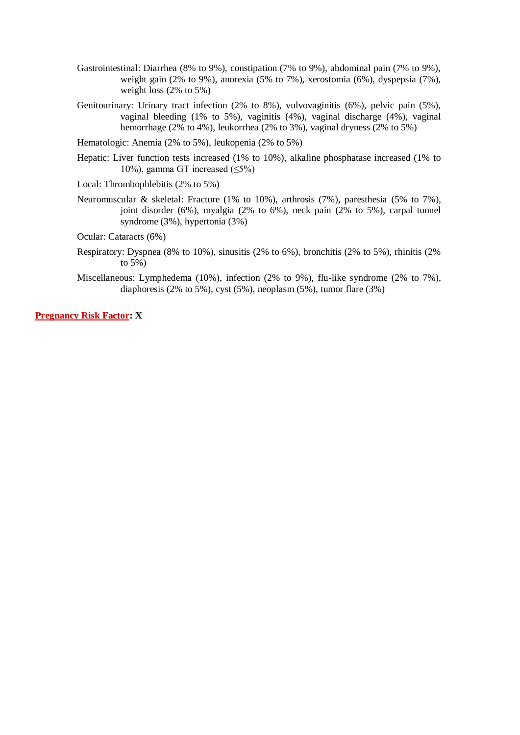Gastrointestinal: Diarrhea (8% to 9%), constipation (7% to 9%), abdominal pain (7% to 9%), weight gain (2% to 9%), anorexia (5% to 7%), xerostomia (6%), dyspepsia (7%), weight loss (2% to 5%)

Genitourinary: Urinary tract infection (2% to 8%), vulvovaginitis (6%), pelvic pain (5%), vaginal bleeding (1% to 5%), vaginitis (4%), vaginal discharge (4%), vaginal hemorrhage (2% to 4%), leukorrhea (2% to 3%), vaginal dryness (2% to 5%)

Hematologic: Anemia (2% to 5%), leukopenia (2% to 5%)

Hepatic: Liver function tests increased (1% to 10%), alkaline phosphatase increased (1% to 10%), gamma GT increased (≤5%)

Local: Thrombophlebitis (2% to 5%)

Neuromuscular & skeletal: Fracture (1% to 10%), arthrosis (7%), paresthesia (5% to 7%), joint disorder (6%), myalgia (2% to 6%), neck pain (2% to 5%), carpal tunnel syndrome (3%), hypertonia (3%)

Ocular: Cataracts (6%)

Respiratory: Dyspnea (8% to 10%), sinusitis (2% to 6%), bronchitis (2% to 5%), rhinitis (2% to 5%)

Miscellaneous: Lymphedema (10%), infection (2% to 9%), flu-like syndrome (2% to 7%), diaphoresis (2% to 5%), cyst (5%), neoplasm (5%), tumor flare (3%)

**Pregnancy Risk Factor: X**